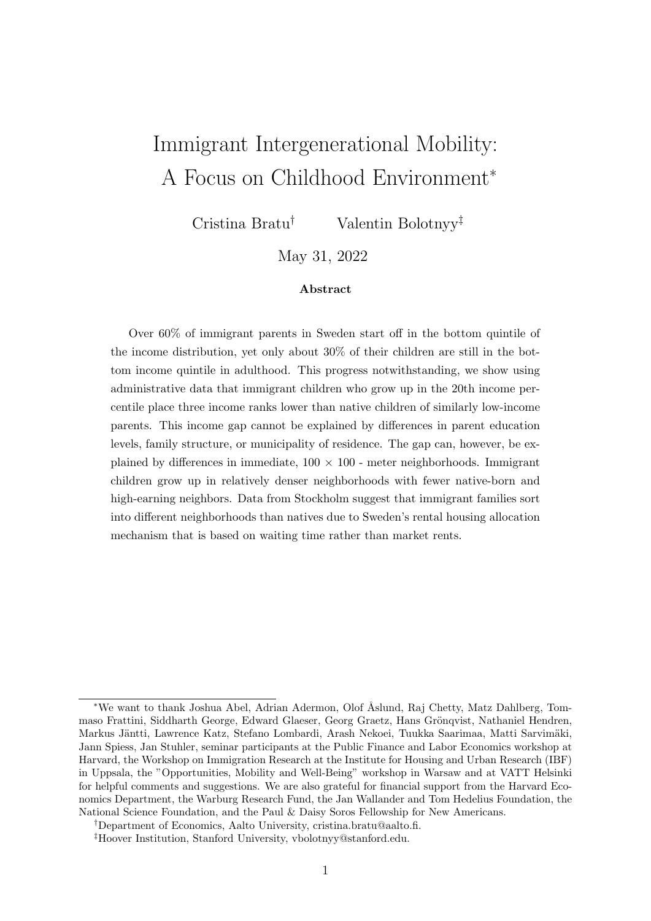# Immigrant Intergenerational Mobility: A Focus on Childhood Environment*

Cristina Bratu† Valentin Bolotnyy‡

May 31, 2022

### Abstract

Over 60% of immigrant parents in Sweden start off in the bottom quintile of the income distribution, yet only about 30% of their children are still in the bottom income quintile in adulthood. This progress notwithstanding, we show using administrative data that immigrant children who grow up in the 20th income percentile place three income ranks lower than native children of similarly low-income parents. This income gap cannot be explained by differences in parent education levels, family structure, or municipality of residence. The gap can, however, be explained by differences in immediate, $100 \times 100$ - meter neighborhoods. Immigrant children grow up in relatively denser neighborhoods with fewer native-born and high-earning neighbors. Data from Stockholm suggest that immigrant families sort into different neighborhoods than natives due to Sweden's rental housing allocation mechanism that is based on waiting time rather than market rents.

---

*We want to thank Joshua Abel, Adrian Adermon, Olof Åslund, Raj Chetty, Matz Dahlberg, Tommaso Frattini, Siddharth George, Edward Glaeser, Georg Graetz, Hans Grönqvist, Nathaniel Hendren, Markus Jäntti, Lawrence Katz, Stefano Lombardi, Arash Nekoei, Tuukka Saarimaa, Matti Sarvimäki, Jann Spiess, Jan Stuhler, seminar participants at the Public Finance and Labor Economics workshop at Harvard, the Workshop on Immigration Research at the Institute for Housing and Urban Research (IBF) in Uppsala, the "Opportunities, Mobility and Well-Being" workshop in Warsaw and at VATT Helsinki for helpful comments and suggestions. We are also grateful for financial support from the Harvard Economics Department, the Warburg Research Fund, the Jan Wallander and Tom Hedelius Foundation, the National Science Foundation, and the Paul & Daisy Soros Fellowship for New Americans.

†Department of Economics, Aalto University, cristina.bratu@aalto.fi.

‡Hoover Institution, Stanford University, vbolotnyy@stanford.edu.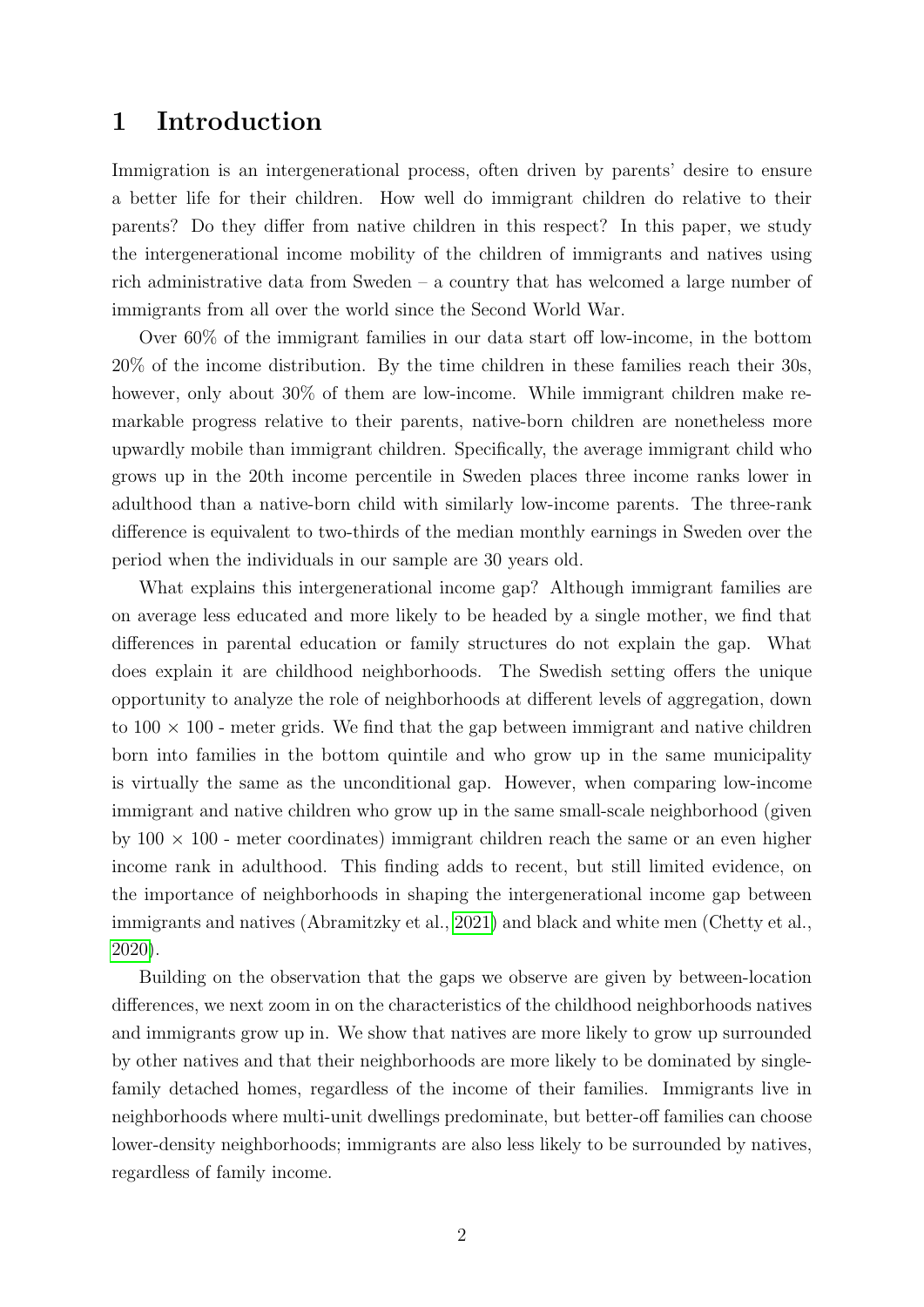# 1 Introduction

Immigration is an intergenerational process, often driven by parents' desire to ensure a better life for their children. How well do immigrant children do relative to their parents? Do they differ from native children in this respect? In this paper, we study the intergenerational income mobility of the children of immigrants and natives using rich administrative data from Sweden – a country that has welcomed a large number of immigrants from all over the world since the Second World War.

Over 60% of the immigrant families in our data start off low-income, in the bottom 20% of the income distribution. By the time children in these families reach their 30s, however, only about 30% of them are low-income. While immigrant children make remarkable progress relative to their parents, native-born children are nonetheless more upwardly mobile than immigrant children. Specifically, the average immigrant child who grows up in the 20th income percentile in Sweden places three income ranks lower in adulthood than a native-born child with similarly low-income parents. The three-rank difference is equivalent to two-thirds of the median monthly earnings in Sweden over the period when the individuals in our sample are 30 years old.

What explains this intergenerational income gap? Although immigrant families are on average less educated and more likely to be headed by a single mother, we find that differences in parental education or family structures do not explain the gap. What does explain it are childhood neighborhoods. The Swedish setting offers the unique opportunity to analyze the role of neighborhoods at different levels of aggregation, down to $100 \times 100$ - meter grids. We find that the gap between immigrant and native children born into families in the bottom quintile and who grow up in the same municipality is virtually the same as the unconditional gap. However, when comparing low-income immigrant and native children who grow up in the same small-scale neighborhood (given by $100 \times 100$ - meter coordinates) immigrant children reach the same or an even higher income rank in adulthood. This finding adds to recent, but still limited evidence, on the importance of neighborhoods in shaping the intergenerational income gap between immigrants and natives (Abramitzky et al., 2021) and black and white men (Chetty et al., 2020).

Building on the observation that the gaps we observe are given by between-location differences, we next zoom in on the characteristics of the childhood neighborhoods natives and immigrants grow up in. We show that natives are more likely to grow up surrounded by other natives and that their neighborhoods are more likely to be dominated by single-family detached homes, regardless of the income of their families. Immigrants live in neighborhoods where multi-unit dwellings predominate, but better-off families can choose lower-density neighborhoods; immigrants are also less likely to be surrounded by natives, regardless of family income.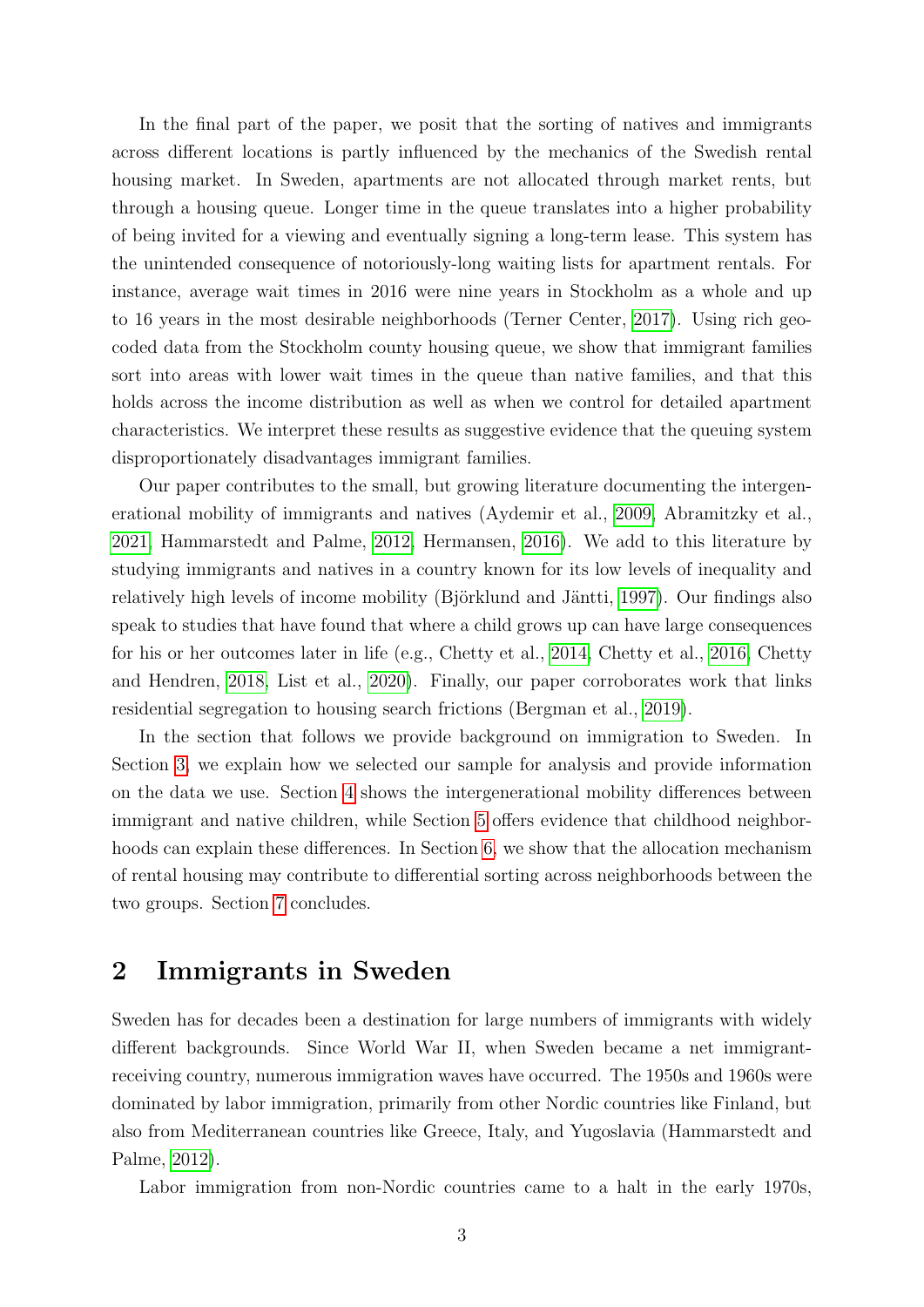In the final part of the paper, we posit that the sorting of natives and immigrants across different locations is partly influenced by the mechanics of the Swedish rental housing market. In Sweden, apartments are not allocated through market rents, but through a housing queue. Longer time in the queue translates into a higher probability of being invited for a viewing and eventually signing a long-term lease. This system has the unintended consequence of notoriously-long waiting lists for apartment rentals. For instance, average wait times in 2016 were nine years in Stockholm as a whole and up to 16 years in the most desirable neighborhoods (Terner Center, 2017). Using rich geo-coded data from the Stockholm county housing queue, we show that immigrant families sort into areas with lower wait times in the queue than native families, and that this holds across the income distribution as well as when we control for detailed apartment characteristics. We interpret these results as suggestive evidence that the queuing system disproportionately disadvantages immigrant families.

Our paper contributes to the small, but growing literature documenting the intergenerational mobility of immigrants and natives (Aydemir et al., 2009, Abramitzky et al., 2021, Hammarstedt and Palme, 2012, Hermansen, 2016). We add to this literature by studying immigrants and natives in a country known for its low levels of inequality and relatively high levels of income mobility (Björklund and Jäntti, 1997). Our findings also speak to studies that have found that where a child grows up can have large consequences for his or her outcomes later in life (e.g., Chetty et al., 2014, Chetty et al., 2016, Chetty and Hendren, 2018, List et al., 2020). Finally, our paper corroborates work that links residential segregation to housing search frictions (Bergman et al., 2019).

In the section that follows we provide background on immigration to Sweden. In Section 3, we explain how we selected our sample for analysis and provide information on the data we use. Section 4 shows the intergenerational mobility differences between immigrant and native children, while Section 5 offers evidence that childhood neighborhoods can explain these differences. In Section 6, we show that the allocation mechanism of rental housing may contribute to differential sorting across neighborhoods between the two groups. Section 7 concludes.

## 2 Immigrants in Sweden

Sweden has for decades been a destination for large numbers of immigrants with widely different backgrounds. Since World War II, when Sweden became a net immigrant-receiving country, numerous immigration waves have occurred. The 1950s and 1960s were dominated by labor immigration, primarily from other Nordic countries like Finland, but also from Mediterranean countries like Greece, Italy, and Yugoslavia (Hammarstedt and Palme, 2012).

Labor immigration from non-Nordic countries came to a halt in the early 1970s,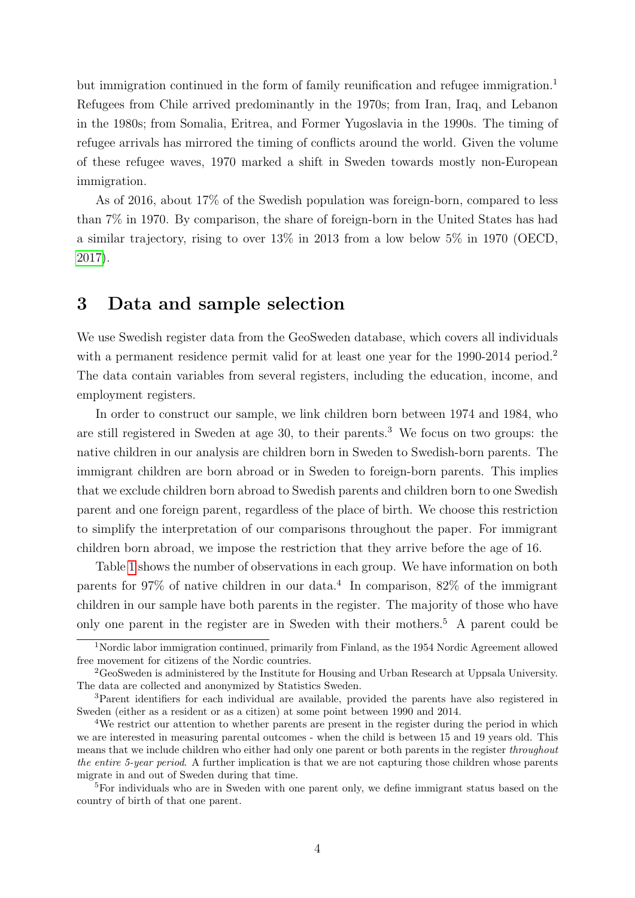but immigration continued in the form of family reunification and refugee immigration.[1] Refugees from Chile arrived predominantly in the 1970s; from Iran, Iraq, and Lebanon in the 1980s; from Somalia, Eritrea, and Former Yugoslavia in the 1990s. The timing of refugee arrivals has mirrored the timing of conflicts around the world. Given the volume of these refugee waves, 1970 marked a shift in Sweden towards mostly non-European immigration.

As of 2016, about 17% of the Swedish population was foreign-born, compared to less than 7% in 1970. By comparison, the share of foreign-born in the United States has had a similar trajectory, rising to over 13% in 2013 from a low below 5% in 1970 (OECD, 2017).

# 3 Data and sample selection

We use Swedish register data from the GeoSweden database, which covers all individuals with a permanent residence permit valid for at least one year for the 1990-2014 period.[2] The data contain variables from several registers, including the education, income, and employment registers.

In order to construct our sample, we link children born between 1974 and 1984, who are still registered in Sweden at age 30, to their parents.[3] We focus on two groups: the native children in our analysis are children born in Sweden to Swedish-born parents. The immigrant children are born abroad or in Sweden to foreign-born parents. This implies that we exclude children born abroad to Swedish parents and children born to one Swedish parent and one foreign parent, regardless of the place of birth. We choose this restriction to simplify the interpretation of our comparisons throughout the paper. For immigrant children born abroad, we impose the restriction that they arrive before the age of 16.

Table 1 shows the number of observations in each group. We have information on both parents for 97% of native children in our data.[4] In comparison, 82% of the immigrant children in our sample have both parents in the register. The majority of those who have only one parent in the register are in Sweden with their mothers.[5] A parent could be

---

[1] Nordic labor immigration continued, primarily from Finland, as the 1954 Nordic Agreement allowed free movement for citizens of the Nordic countries.

[2] GeoSweden is administered by the Institute for Housing and Urban Research at Uppsala University. The data are collected and anonymized by Statistics Sweden.

[3] Parent identifiers for each individual are available, provided the parents have also registered in Sweden (either as a resident or as a citizen) at some point between 1990 and 2014.

[4] We restrict our attention to whether parents are present in the register during the period in which we are interested in measuring parental outcomes - when the child is between 15 and 19 years old. This means that we include children who either had only one parent or both parents in the register *throughout the entire 5-year period*. A further implication is that we are not capturing those children whose parents migrate in and out of Sweden during that time.

[5] For individuals who are in Sweden with one parent only, we define immigrant status based on the country of birth of that one parent.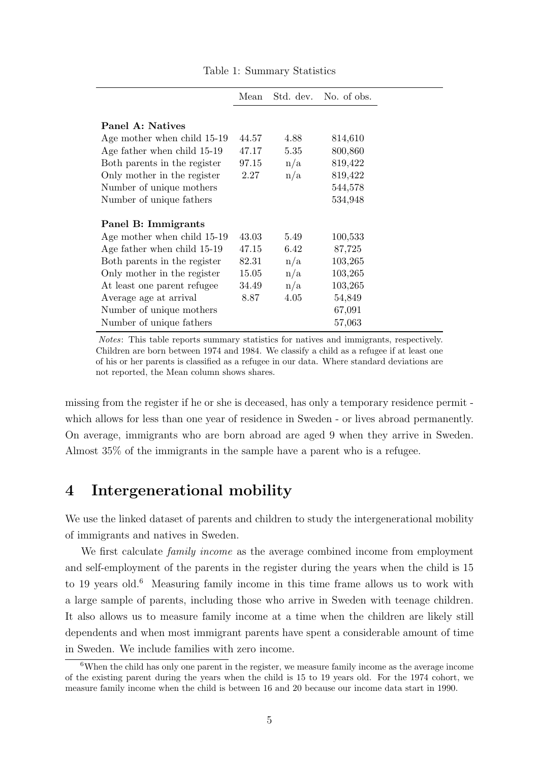Table 1: Summary Statistics

| | Mean | Std. dev. | No. of obs. |
|---|---|---|---|
| **Panel A: Natives** | | | |
| Age mother when child 15-19 | 44.57 | 4.88 | 814,610 |
| Age father when child 15-19 | 47.17 | 5.35 | 800,860 |
| Both parents in the register | 97.15 | n/a | 819,422 |
| Only mother in the register | 2.27 | n/a | 819,422 |
| Number of unique mothers | | | 544,578 |
| Number of unique fathers | | | 534,948 |
| **Panel B: Immigrants** | | | |
| Age mother when child 15-19 | 43.03 | 5.49 | 100,533 |
| Age father when child 15-19 | 47.15 | 6.42 | 87,725 |
| Both parents in the register | 82.31 | n/a | 103,265 |
| Only mother in the register | 15.05 | n/a | 103,265 |
| At least one parent refugee | 34.49 | n/a | 103,265 |
| Average age at arrival | 8.87 | 4.05 | 54,849 |
| Number of unique mothers | | | 67,091 |
| Number of unique fathers | | | 57,063 |

*Notes*: This table reports summary statistics for natives and immigrants, respectively. Children are born between 1974 and 1984. We classify a child as a refugee if at least one of his or her parents is classified as a refugee in our data. Where standard deviations are not reported, the Mean column shows shares.

missing from the register if he or she is deceased, has only a temporary residence permit - which allows for less than one year of residence in Sweden - or lives abroad permanently. On average, immigrants who are born abroad are aged 9 when they arrive in Sweden. Almost 35% of the immigrants in the sample have a parent who is a refugee.

## 4 Intergenerational mobility

We use the linked dataset of parents and children to study the intergenerational mobility of immigrants and natives in Sweden.

We first calculate *family income* as the average combined income from employment and self-employment of the parents in the register during the years when the child is 15 to 19 years old.[6] Measuring family income in this time frame allows us to work with a large sample of parents, including those who arrive in Sweden with teenage children. It also allows us to measure family income at a time when the children are likely still dependents and when most immigrant parents have spent a considerable amount of time in Sweden. We include families with zero income.

[6] When the child has only one parent in the register, we measure family income as the average income of the existing parent during the years when the child is 15 to 19 years old. For the 1974 cohort, we measure family income when the child is between 16 and 20 because our income data start in 1990.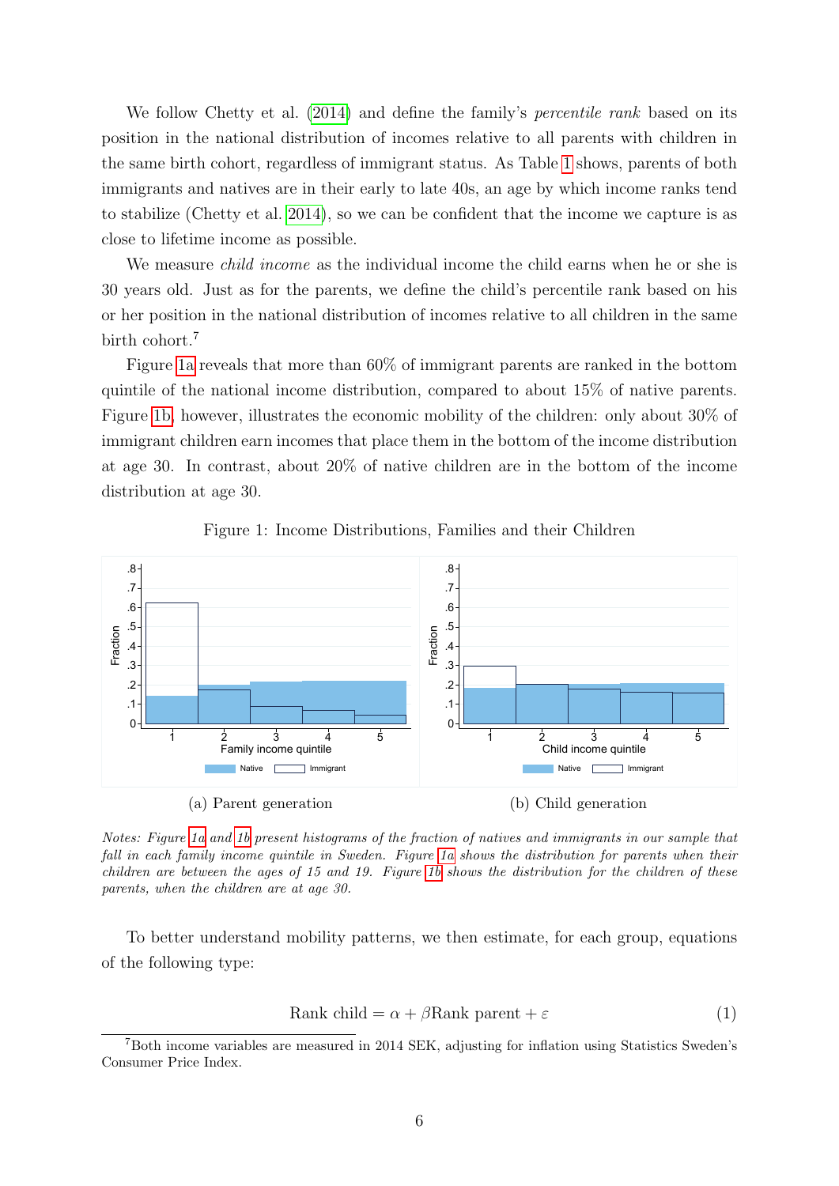We follow Chetty et al. (2014) and define the family's *percentile rank* based on its position in the national distribution of incomes relative to all parents with children in the same birth cohort, regardless of immigrant status. As Table 1 shows, parents of both immigrants and natives are in their early to late 40s, an age by which income ranks tend to stabilize (Chetty et al. 2014), so we can be confident that the income we capture is as close to lifetime income as possible.

We measure *child income* as the individual income the child earns when he or she is 30 years old. Just as for the parents, we define the child's percentile rank based on his or her position in the national distribution of incomes relative to all children in the same birth cohort.[7]

Figure 1a reveals that more than 60% of immigrant parents are ranked in the bottom quintile of the national income distribution, compared to about 15% of native parents. Figure 1b, however, illustrates the economic mobility of the children: only about 30% of immigrant children earn incomes that place them in the bottom of the income distribution at age 30. In contrast, about 20% of native children are in the bottom of the income distribution at age 30.

Figure 1: Income Distributions, Families and their Children

(a) Parent generation

(b) Child generation

*Notes: Figure 1a and 1b present histograms of the fraction of natives and immigrants in our sample that fall in each family income quintile in Sweden. Figure 1a shows the distribution for parents when their children are between the ages of 15 and 19. Figure 1b shows the distribution for the children of these parents, when the children are at age 30.*

To better understand mobility patterns, we then estimate, for each group, equations of the following type:

$$\text{Rank child} = \alpha + \beta \text{Rank parent} + \varepsilon \tag{1}$$

[7] Both income variables are measured in 2014 SEK, adjusting for inflation using Statistics Sweden's Consumer Price Index.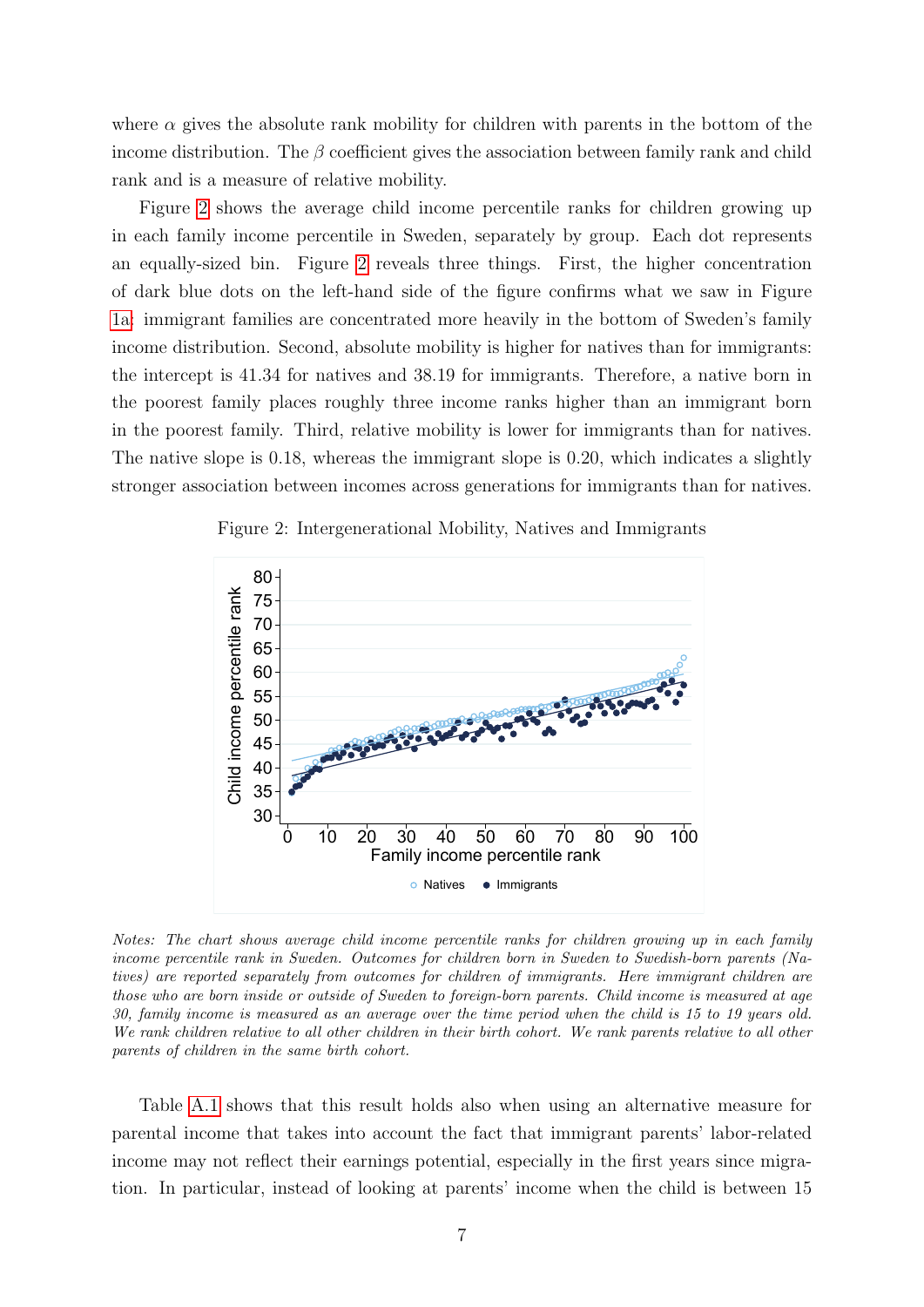where $\alpha$ gives the absolute rank mobility for children with parents in the bottom of the income distribution. The $\beta$ coefficient gives the association between family rank and child rank and is a measure of relative mobility.

Figure 2 shows the average child income percentile ranks for children growing up in each family income percentile in Sweden, separately by group. Each dot represents an equally-sized bin. Figure 2 reveals three things. First, the higher concentration of dark blue dots on the left-hand side of the figure confirms what we saw in Figure 1a: immigrant families are concentrated more heavily in the bottom of Sweden's family income distribution. Second, absolute mobility is higher for natives than for immigrants: the intercept is 41.34 for natives and 38.19 for immigrants. Therefore, a native born in the poorest family places roughly three income ranks higher than an immigrant born in the poorest family. Third, relative mobility is lower for immigrants than for natives. The native slope is 0.18, whereas the immigrant slope is 0.20, which indicates a slightly stronger association between incomes across generations for immigrants than for natives.

Figure 2: Intergenerational Mobility, Natives and Immigrants

*Notes: The chart shows average child income percentile ranks for children growing up in each family income percentile rank in Sweden. Outcomes for children born in Sweden to Swedish-born parents (Natives) are reported separately from outcomes for children of immigrants. Here immigrant children are those who are born inside or outside of Sweden to foreign-born parents. Child income is measured at age 30, family income is measured as an average over the time period when the child is 15 to 19 years old. We rank children relative to all other children in their birth cohort. We rank parents relative to all other parents of children in the same birth cohort.*

Table A.1 shows that this result holds also when using an alternative measure for parental income that takes into account the fact that immigrant parents' labor-related income may not reflect their earnings potential, especially in the first years since migration. In particular, instead of looking at parents' income when the child is between 15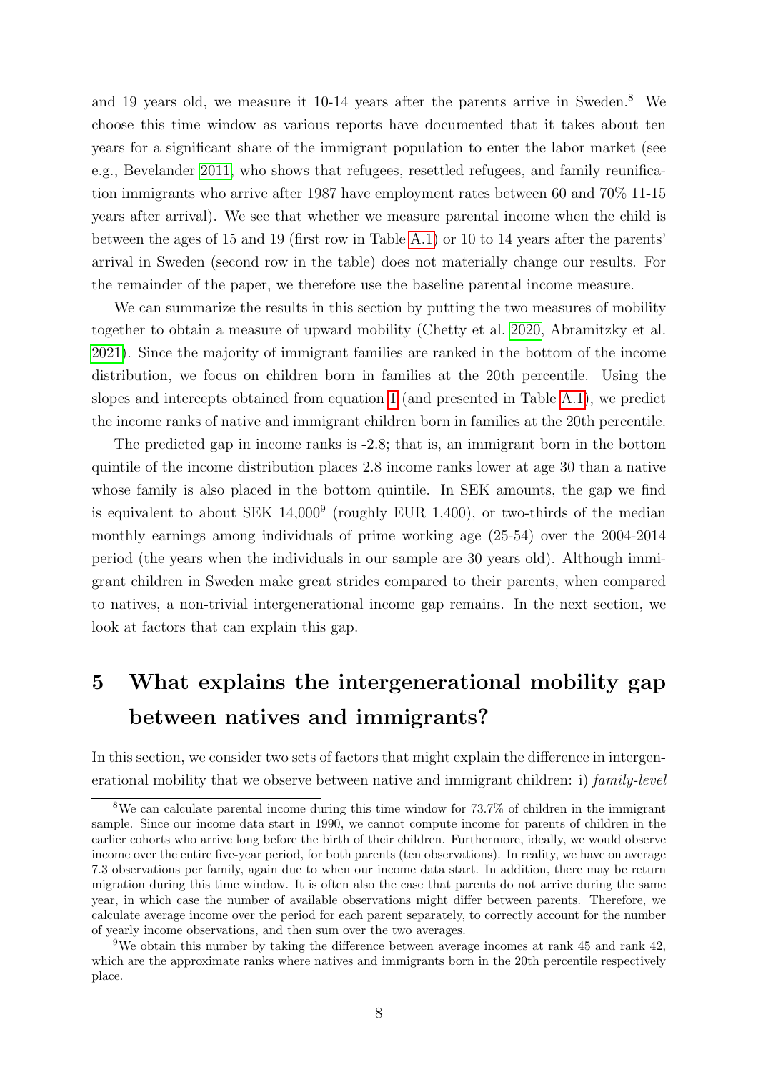and 19 years old, we measure it 10-14 years after the parents arrive in Sweden.[8] We choose this time window as various reports have documented that it takes about ten years for a significant share of the immigrant population to enter the labor market (see e.g., Bevelander 2011, who shows that refugees, resettled refugees, and family reunification immigrants who arrive after 1987 have employment rates between 60 and 70% 11-15 years after arrival). We see that whether we measure parental income when the child is between the ages of 15 and 19 (first row in Table A.1) or 10 to 14 years after the parents' arrival in Sweden (second row in the table) does not materially change our results. For the remainder of the paper, we therefore use the baseline parental income measure.

We can summarize the results in this section by putting the two measures of mobility together to obtain a measure of upward mobility (Chetty et al. 2020, Abramitzky et al. 2021). Since the majority of immigrant families are ranked in the bottom of the income distribution, we focus on children born in families at the 20th percentile. Using the slopes and intercepts obtained from equation 1 (and presented in Table A.1), we predict the income ranks of native and immigrant children born in families at the 20th percentile.

The predicted gap in income ranks is -2.8; that is, an immigrant born in the bottom quintile of the income distribution places 2.8 income ranks lower at age 30 than a native whose family is also placed in the bottom quintile. In SEK amounts, the gap we find is equivalent to about SEK 14,000[9] (roughly EUR 1,400), or two-thirds of the median monthly earnings among individuals of prime working age (25-54) over the 2004-2014 period (the years when the individuals in our sample are 30 years old). Although immigrant children in Sweden make great strides compared to their parents, when compared to natives, a non-trivial intergenerational income gap remains. In the next section, we look at factors that can explain this gap.

# 5 What explains the intergenerational mobility gap between natives and immigrants?

In this section, we consider two sets of factors that might explain the difference in intergenerational mobility that we observe between native and immigrant children: i) *family-level*

---

[8] We can calculate parental income during this time window for 73.7% of children in the immigrant sample. Since our income data start in 1990, we cannot compute income for parents of children in the earlier cohorts who arrive long before the birth of their children. Furthermore, ideally, we would observe income over the entire five-year period, for both parents (ten observations). In reality, we have on average 7.3 observations per family, again due to when our income data start. In addition, there may be return migration during this time window. It is often also the case that parents do not arrive during the same year, in which case the number of available observations might differ between parents. Therefore, we calculate average income over the period for each parent separately, to correctly account for the number of yearly income observations, and then sum over the two averages.

[9] We obtain this number by taking the difference between average incomes at rank 45 and rank 42, which are the approximate ranks where natives and immigrants born in the 20th percentile respectively place.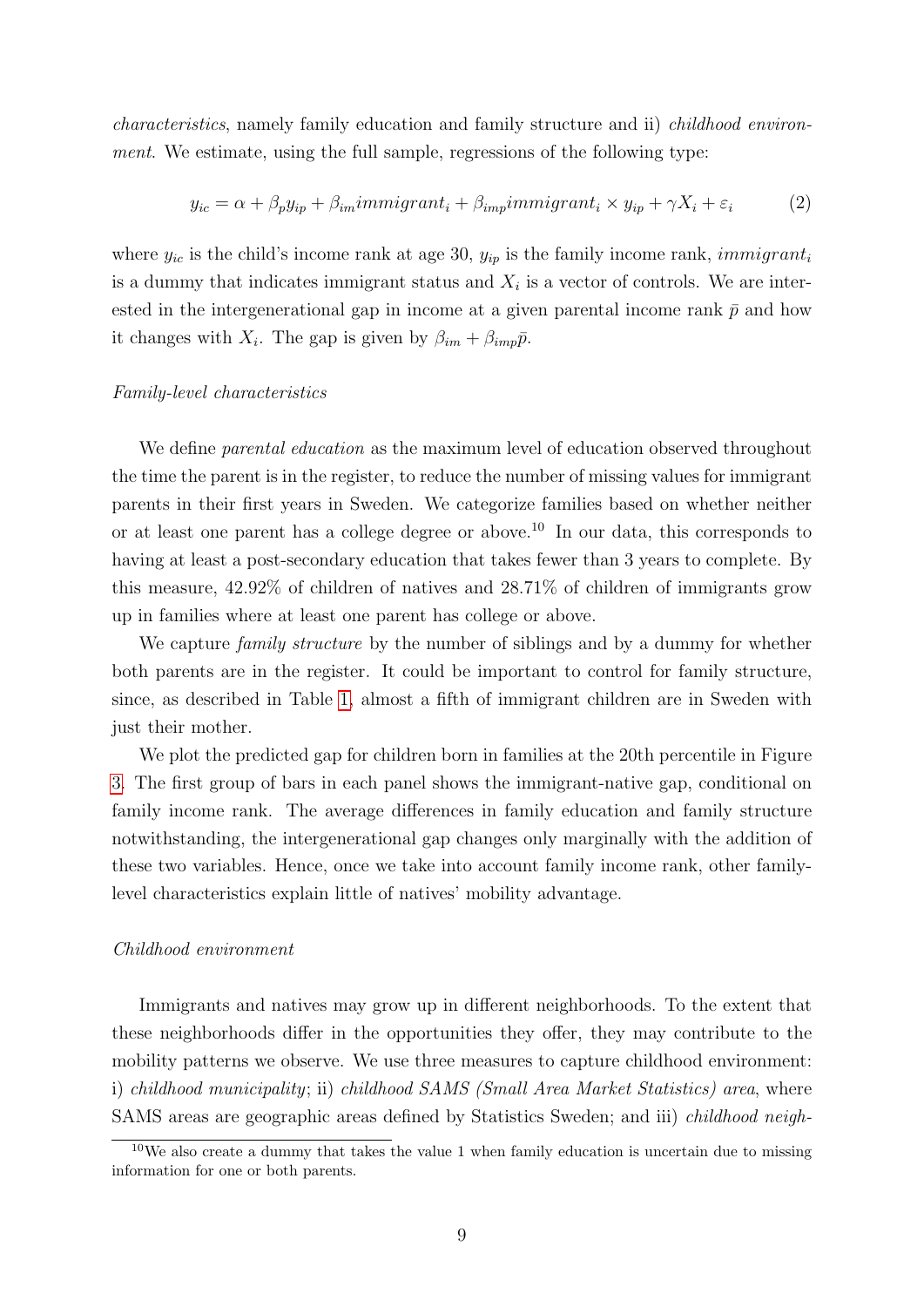*characteristics*, namely family education and family structure and ii) *childhood environment*. We estimate, using the full sample, regressions of the following type:

$$y_{ic} = \alpha + \beta_p y_{ip} + \beta_{im} immigrant_i + \beta_{imp} immigrant_i \times y_{ip} + \gamma X_i + \varepsilon_i \tag{2}$$

where $y_{ic}$ is the child's income rank at age 30, $y_{ip}$ is the family income rank, $immigrant_i$ is a dummy that indicates immigrant status and $X_i$ is a vector of controls. We are interested in the intergenerational gap in income at a given parental income rank $\bar{p}$ and how it changes with $X_i$. The gap is given by $\beta_{im} + \beta_{imp}\bar{p}$.

*Family-level characteristics*

We define *parental education* as the maximum level of education observed throughout the time the parent is in the register, to reduce the number of missing values for immigrant parents in their first years in Sweden. We categorize families based on whether neither or at least one parent has a college degree or above.[10] In our data, this corresponds to having at least a post-secondary education that takes fewer than 3 years to complete. By this measure, 42.92% of children of natives and 28.71% of children of immigrants grow up in families where at least one parent has college or above.

We capture *family structure* by the number of siblings and by a dummy for whether both parents are in the register. It could be important to control for family structure, since, as described in Table 1, almost a fifth of immigrant children are in Sweden with just their mother.

We plot the predicted gap for children born in families at the 20th percentile in Figure 3. The first group of bars in each panel shows the immigrant-native gap, conditional on family income rank. The average differences in family education and family structure notwithstanding, the intergenerational gap changes only marginally with the addition of these two variables. Hence, once we take into account family income rank, other family-level characteristics explain little of natives' mobility advantage.

*Childhood environment*

Immigrants and natives may grow up in different neighborhoods. To the extent that these neighborhoods differ in the opportunities they offer, they may contribute to the mobility patterns we observe. We use three measures to capture childhood environment: i) *childhood municipality*; ii) *childhood SAMS (Small Area Market Statistics) area*, where SAMS areas are geographic areas defined by Statistics Sweden; and iii) *childhood neigh-*

[10] We also create a dummy that takes the value 1 when family education is uncertain due to missing information for one or both parents.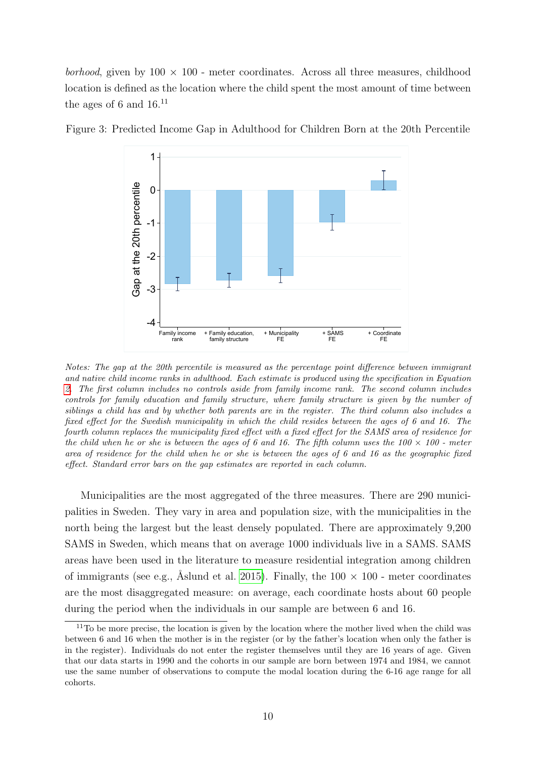*borhood*, given by 100 × 100 - meter coordinates. Across all three measures, childhood location is defined as the location where the child spent the most amount of time between the ages of 6 and 16.[11]

Figure 3: Predicted Income Gap in Adulthood for Children Born at the 20th Percentile

*Notes: The gap at the 20th percentile is measured as the percentage point difference between immigrant and native child income ranks in adulthood. Each estimate is produced using the specification in Equation 2. The first column includes no controls aside from family income rank. The second column includes controls for family education and family structure, where family structure is given by the number of siblings a child has and by whether both parents are in the register. The third column also includes a fixed effect for the Swedish municipality in which the child resides between the ages of 6 and 16. The fourth column replaces the municipality fixed effect with a fixed effect for the SAMS area of residence for the child when he or she is between the ages of 6 and 16. The fifth column uses the 100 × 100 - meter area of residence for the child when he or she is between the ages of 6 and 16 as the geographic fixed effect. Standard error bars on the gap estimates are reported in each column.*

Municipalities are the most aggregated of the three measures. There are 290 municipalities in Sweden. They vary in area and population size, with the municipalities in the north being the largest but the least densely populated. There are approximately 9,200 SAMS in Sweden, which means that on average 1000 individuals live in a SAMS. SAMS areas have been used in the literature to measure residential integration among children of immigrants (see e.g., Åslund et al. 2015). Finally, the 100 × 100 - meter coordinates are the most disaggregated measure: on average, each coordinate hosts about 60 people during the period when the individuals in our sample are between 6 and 16.

[11] To be more precise, the location is given by the location where the mother lived when the child was between 6 and 16 when the mother is in the register (or by the father's location when only the father is in the register). Individuals do not enter the register themselves until they are 16 years of age. Given that our data starts in 1990 and the cohorts in our sample are born between 1974 and 1984, we cannot use the same number of observations to compute the modal location during the 6-16 age range for all cohorts.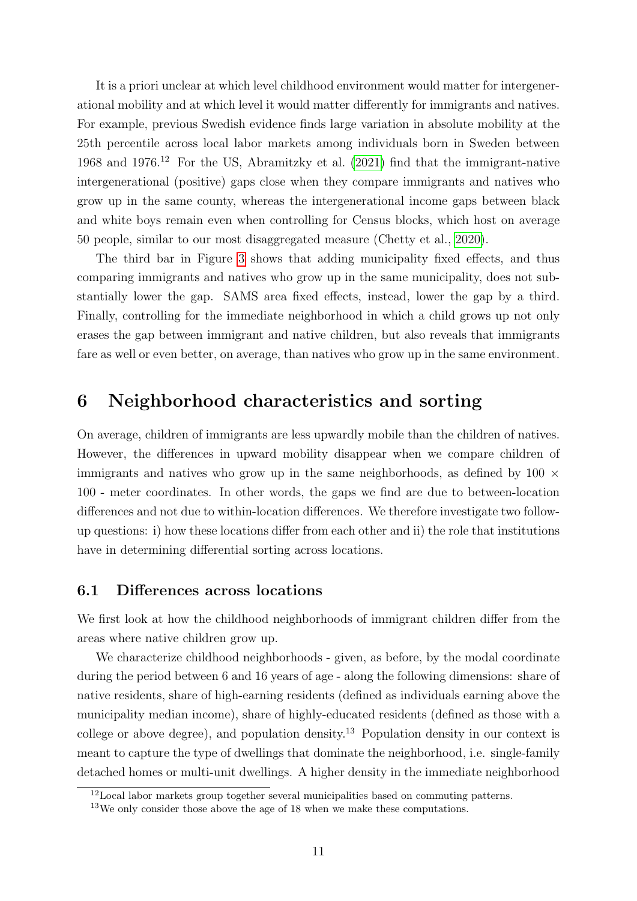It is a priori unclear at which level childhood environment would matter for intergenerational mobility and at which level it would matter differently for immigrants and natives. For example, previous Swedish evidence finds large variation in absolute mobility at the 25th percentile across local labor markets among individuals born in Sweden between 1968 and 1976.[12] For the US, Abramitzky et al. (2021) find that the immigrant-native intergenerational (positive) gaps close when they compare immigrants and natives who grow up in the same county, whereas the intergenerational income gaps between black and white boys remain even when controlling for Census blocks, which host on average 50 people, similar to our most disaggregated measure (Chetty et al., 2020).

The third bar in Figure 3 shows that adding municipality fixed effects, and thus comparing immigrants and natives who grow up in the same municipality, does not substantially lower the gap. SAMS area fixed effects, instead, lower the gap by a third. Finally, controlling for the immediate neighborhood in which a child grows up not only erases the gap between immigrant and native children, but also reveals that immigrants fare as well or even better, on average, than natives who grow up in the same environment.

# 6 Neighborhood characteristics and sorting

On average, children of immigrants are less upwardly mobile than the children of natives. However, the differences in upward mobility disappear when we compare children of immigrants and natives who grow up in the same neighborhoods, as defined by 100 $\times$ 100 - meter coordinates. In other words, the gaps we find are due to between-location differences and not due to within-location differences. We therefore investigate two follow-up questions: i) how these locations differ from each other and ii) the role that institutions have in determining differential sorting across locations.

## 6.1 Differences across locations

We first look at how the childhood neighborhoods of immigrant children differ from the areas where native children grow up.

We characterize childhood neighborhoods - given, as before, by the modal coordinate during the period between 6 and 16 years of age - along the following dimensions: share of native residents, share of high-earning residents (defined as individuals earning above the municipality median income), share of highly-educated residents (defined as those with a college or above degree), and population density.[13] Population density in our context is meant to capture the type of dwellings that dominate the neighborhood, i.e. single-family detached homes or multi-unit dwellings. A higher density in the immediate neighborhood

[12] Local labor markets group together several municipalities based on commuting patterns.

[13] We only consider those above the age of 18 when we make these computations.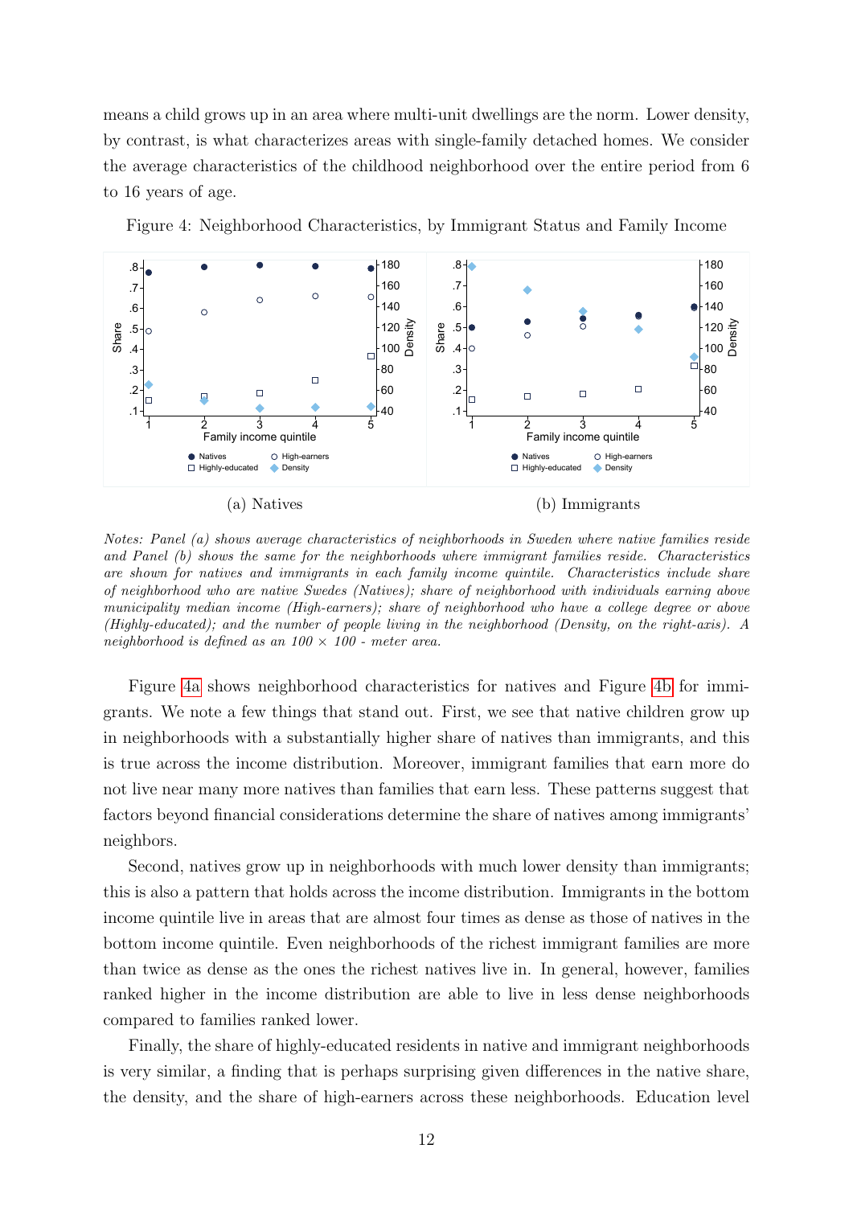means a child grows up in an area where multi-unit dwellings are the norm. Lower density, by contrast, is what characterizes areas with single-family detached homes. We consider the average characteristics of the childhood neighborhood over the entire period from 6 to 16 years of age.

Figure 4: Neighborhood Characteristics, by Immigrant Status and Family Income

(a) Natives

(b) Immigrants

*Notes: Panel (a) shows average characteristics of neighborhoods in Sweden where native families reside and Panel (b) shows the same for the neighborhoods where immigrant families reside. Characteristics are shown for natives and immigrants in each family income quintile. Characteristics include share of neighborhood who are native Swedes (Natives); share of neighborhood with individuals earning above municipality median income (High-earners); share of neighborhood who have a college degree or above (Highly-educated); and the number of people living in the neighborhood (Density, on the right-axis). A neighborhood is defined as an 100 × 100 - meter area.*

Figure 4a shows neighborhood characteristics for natives and Figure 4b for immigrants. We note a few things that stand out. First, we see that native children grow up in neighborhoods with a substantially higher share of natives than immigrants, and this is true across the income distribution. Moreover, immigrant families that earn more do not live near many more natives than families that earn less. These patterns suggest that factors beyond financial considerations determine the share of natives among immigrants' neighbors.

Second, natives grow up in neighborhoods with much lower density than immigrants; this is also a pattern that holds across the income distribution. Immigrants in the bottom income quintile live in areas that are almost four times as dense as those of natives in the bottom income quintile. Even neighborhoods of the richest immigrant families are more than twice as dense as the ones the richest natives live in. In general, however, families ranked higher in the income distribution are able to live in less dense neighborhoods compared to families ranked lower.

Finally, the share of highly-educated residents in native and immigrant neighborhoods is very similar, a finding that is perhaps surprising given differences in the native share, the density, and the share of high-earners across these neighborhoods. Education level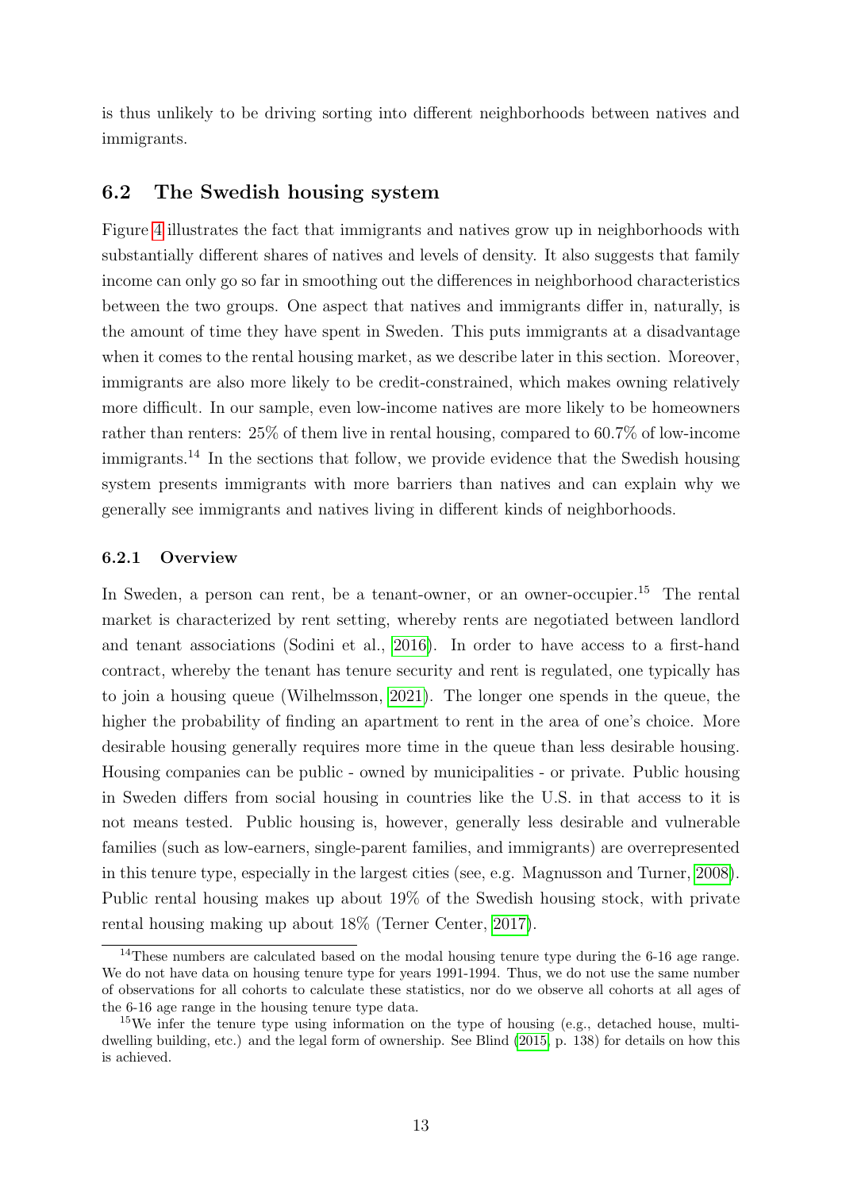is thus unlikely to be driving sorting into different neighborhoods between natives and immigrants.

## 6.2 The Swedish housing system

Figure 4 illustrates the fact that immigrants and natives grow up in neighborhoods with substantially different shares of natives and levels of density. It also suggests that family income can only go so far in smoothing out the differences in neighborhood characteristics between the two groups. One aspect that natives and immigrants differ in, naturally, is the amount of time they have spent in Sweden. This puts immigrants at a disadvantage when it comes to the rental housing market, as we describe later in this section. Moreover, immigrants are also more likely to be credit-constrained, which makes owning relatively more difficult. In our sample, even low-income natives are more likely to be homeowners rather than renters: 25% of them live in rental housing, compared to 60.7% of low-income immigrants.[14] In the sections that follow, we provide evidence that the Swedish housing system presents immigrants with more barriers than natives and can explain why we generally see immigrants and natives living in different kinds of neighborhoods.

### 6.2.1 Overview

In Sweden, a person can rent, be a tenant-owner, or an owner-occupier.[15] The rental market is characterized by rent setting, whereby rents are negotiated between landlord and tenant associations (Sodini et al., 2016). In order to have access to a first-hand contract, whereby the tenant has tenure security and rent is regulated, one typically has to join a housing queue (Wilhelmsson, 2021). The longer one spends in the queue, the higher the probability of finding an apartment to rent in the area of one's choice. More desirable housing generally requires more time in the queue than less desirable housing. Housing companies can be public - owned by municipalities - or private. Public housing in Sweden differs from social housing in countries like the U.S. in that access to it is not means tested. Public housing is, however, generally less desirable and vulnerable families (such as low-earners, single-parent families, and immigrants) are overrepresented in this tenure type, especially in the largest cities (see, e.g. Magnusson and Turner, 2008). Public rental housing makes up about 19% of the Swedish housing stock, with private rental housing making up about 18% (Terner Center, 2017).

[14] These numbers are calculated based on the modal housing tenure type during the 6-16 age range. We do not have data on housing tenure type for years 1991-1994. Thus, we do not use the same number of observations for all cohorts to calculate these statistics, nor do we observe all cohorts at all ages of the 6-16 age range in the housing tenure type data.

[15] We infer the tenure type using information on the type of housing (e.g., detached house, multi-dwelling building, etc.) and the legal form of ownership. See Blind (2015, p. 138) for details on how this is achieved.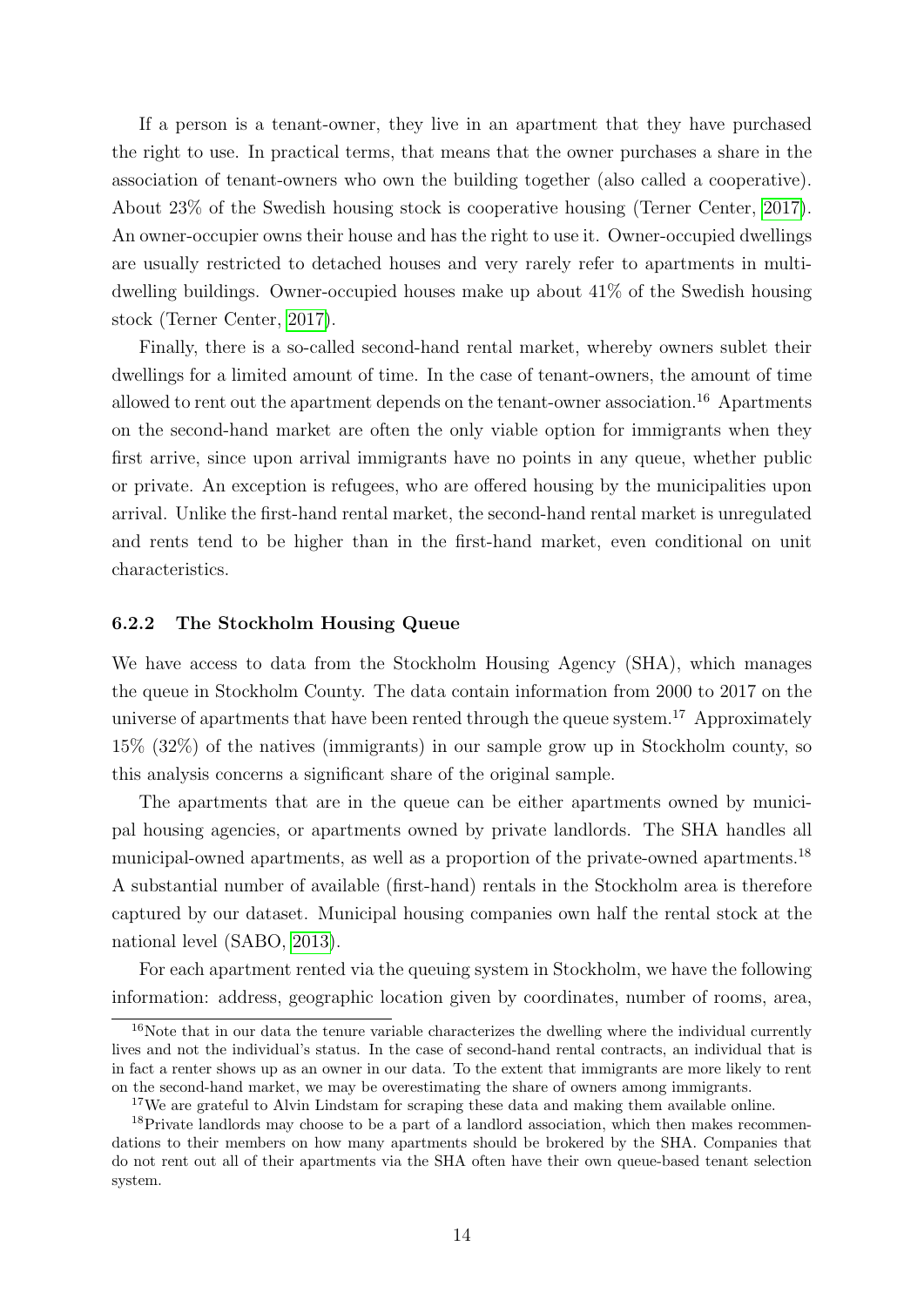If a person is a tenant-owner, they live in an apartment that they have purchased the right to use. In practical terms, that means that the owner purchases a share in the association of tenant-owners who own the building together (also called a cooperative). About 23% of the Swedish housing stock is cooperative housing (Terner Center, 2017). An owner-occupier owns their house and has the right to use it. Owner-occupied dwellings are usually restricted to detached houses and very rarely refer to apartments in multi-dwelling buildings. Owner-occupied houses make up about 41% of the Swedish housing stock (Terner Center, 2017).

Finally, there is a so-called second-hand rental market, whereby owners sublet their dwellings for a limited amount of time. In the case of tenant-owners, the amount of time allowed to rent out the apartment depends on the tenant-owner association.[16] Apartments on the second-hand market are often the only viable option for immigrants when they first arrive, since upon arrival immigrants have no points in any queue, whether public or private. An exception is refugees, who are offered housing by the municipalities upon arrival. Unlike the first-hand rental market, the second-hand rental market is unregulated and rents tend to be higher than in the first-hand market, even conditional on unit characteristics.

### 6.2.2 The Stockholm Housing Queue

We have access to data from the Stockholm Housing Agency (SHA), which manages the queue in Stockholm County. The data contain information from 2000 to 2017 on the universe of apartments that have been rented through the queue system.[17] Approximately 15% (32%) of the natives (immigrants) in our sample grow up in Stockholm county, so this analysis concerns a significant share of the original sample.

The apartments that are in the queue can be either apartments owned by municipal housing agencies, or apartments owned by private landlords. The SHA handles all municipal-owned apartments, as well as a proportion of the private-owned apartments.[18] A substantial number of available (first-hand) rentals in the Stockholm area is therefore captured by our dataset. Municipal housing companies own half the rental stock at the national level (SABO, 2013).

For each apartment rented via the queuing system in Stockholm, we have the following information: address, geographic location given by coordinates, number of rooms, area,

[16] Note that in our data the tenure variable characterizes the dwelling where the individual currently lives and not the individual's status. In the case of second-hand rental contracts, an individual that is in fact a renter shows up as an owner in our data. To the extent that immigrants are more likely to rent on the second-hand market, we may be overestimating the share of owners among immigrants.

[17] We are grateful to Alvin Lindstam for scraping these data and making them available online.

[18] Private landlords may choose to be a part of a landlord association, which then makes recommendations to their members on how many apartments should be brokered by the SHA. Companies that do not rent out all of their apartments via the SHA often have their own queue-based tenant selection system.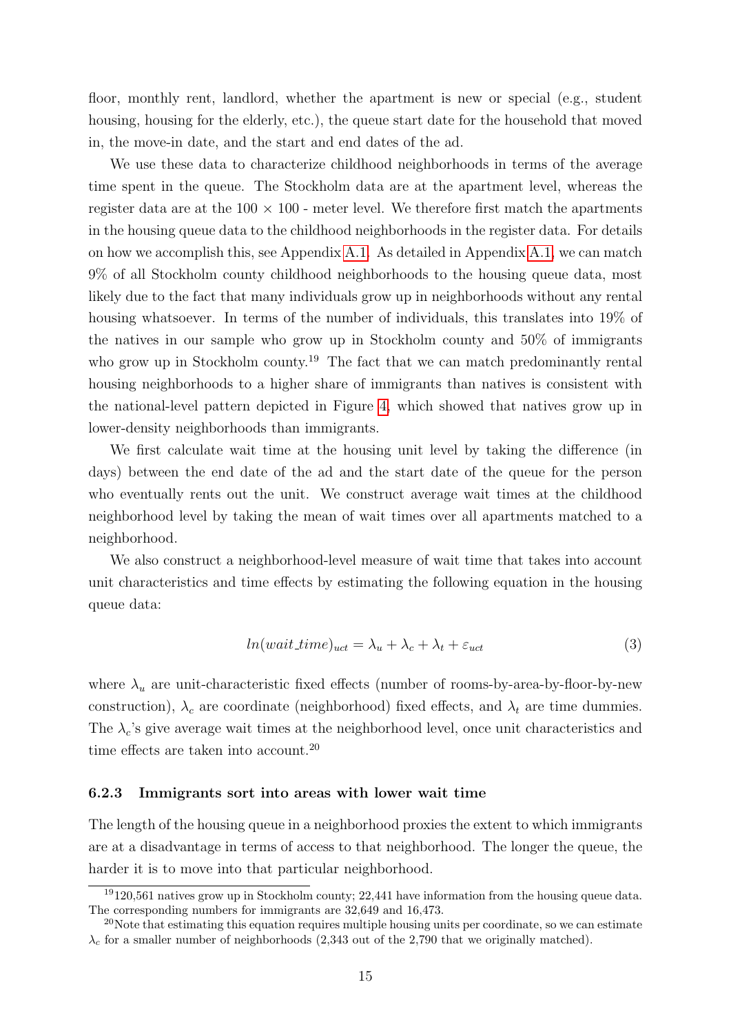floor, monthly rent, landlord, whether the apartment is new or special (e.g., student housing, housing for the elderly, etc.), the queue start date for the household that moved in, the move-in date, and the start and end dates of the ad.

We use these data to characterize childhood neighborhoods in terms of the average time spent in the queue. The Stockholm data are at the apartment level, whereas the register data are at the $100 \times 100$ - meter level. We therefore first match the apartments in the housing queue data to the childhood neighborhoods in the register data. For details on how we accomplish this, see Appendix A.1. As detailed in Appendix A.1, we can match 9% of all Stockholm county childhood neighborhoods to the housing queue data, most likely due to the fact that many individuals grow up in neighborhoods without any rental housing whatsoever. In terms of the number of individuals, this translates into 19% of the natives in our sample who grow up in Stockholm county and 50% of immigrants who grow up in Stockholm county.[19] The fact that we can match predominantly rental housing neighborhoods to a higher share of immigrants than natives is consistent with the national-level pattern depicted in Figure 4, which showed that natives grow up in lower-density neighborhoods than immigrants.

We first calculate wait time at the housing unit level by taking the difference (in days) between the end date of the ad and the start date of the queue for the person who eventually rents out the unit. We construct average wait times at the childhood neighborhood level by taking the mean of wait times over all apartments matched to a neighborhood.

We also construct a neighborhood-level measure of wait time that takes into account unit characteristics and time effects by estimating the following equation in the housing queue data:

$$ln(wait\_time)_{uct} = \lambda_u + \lambda_c + \lambda_t + \varepsilon_{uct} \tag{3}$$

where $\lambda_u$ are unit-characteristic fixed effects (number of rooms-by-area-by-floor-by-new construction), $\lambda_c$ are coordinate (neighborhood) fixed effects, and $\lambda_t$ are time dummies. The $\lambda_c$'s give average wait times at the neighborhood level, once unit characteristics and time effects are taken into account.[20]

#### 6.2.3 Immigrants sort into areas with lower wait time

The length of the housing queue in a neighborhood proxies the extent to which immigrants are at a disadvantage in terms of access to that neighborhood. The longer the queue, the harder it is to move into that particular neighborhood.

[19] 120,561 natives grow up in Stockholm county; 22,441 have information from the housing queue data. The corresponding numbers for immigrants are 32,649 and 16,473.

[20] Note that estimating this equation requires multiple housing units per coordinate, so we can estimate $\lambda_c$ for a smaller number of neighborhoods (2,343 out of the 2,790 that we originally matched).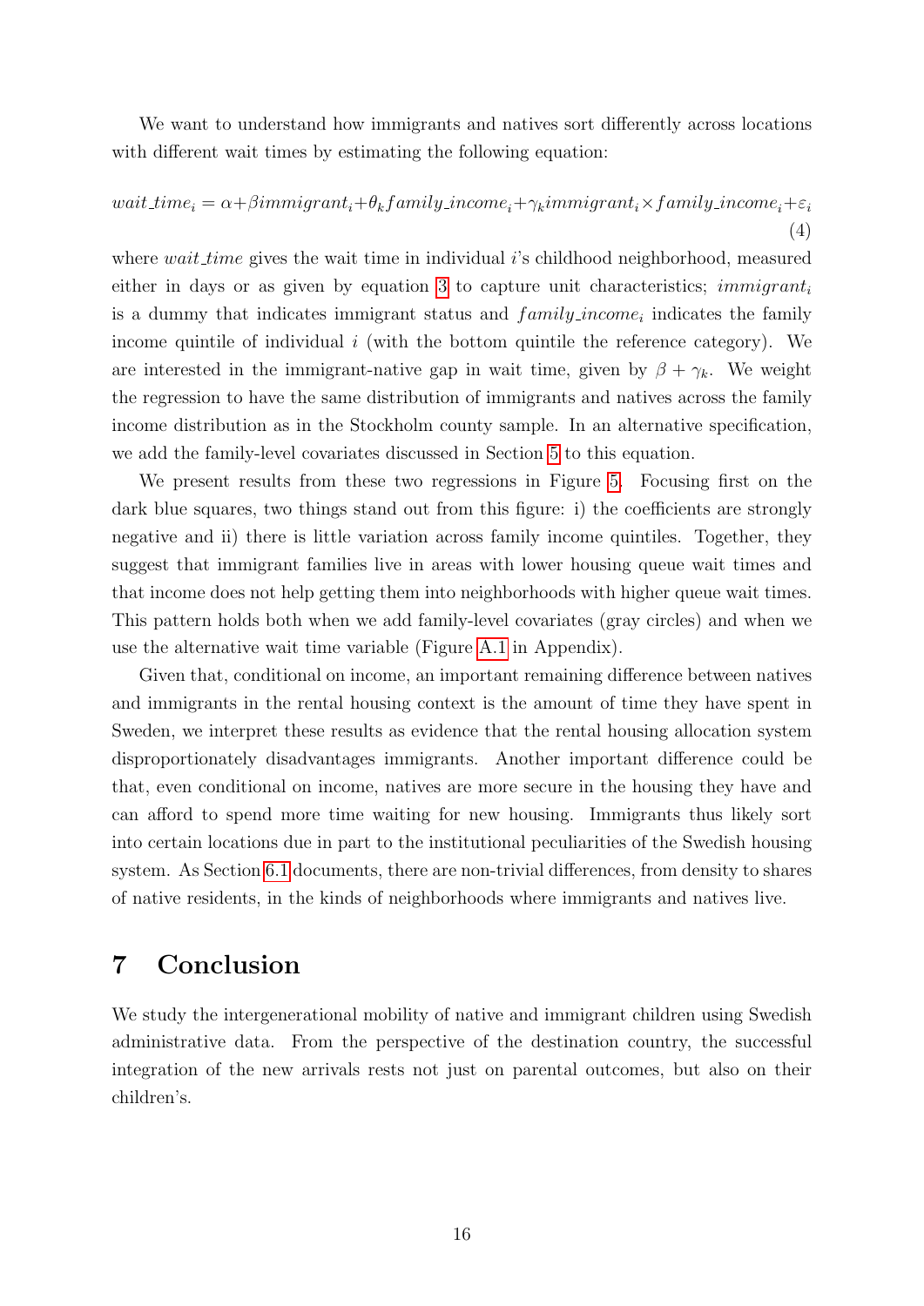We want to understand how immigrants and natives sort differently across locations with different wait times by estimating the following equation:

$$wait\_time_i = \alpha + \beta immigrant_i + \theta_k family\_income_i + \gamma_k immigrant_i \times family\_income_i + \varepsilon_i \quad (4)$$

where *wait_time* gives the wait time in individual $i$'s childhood neighborhood, measured either in days or as given by equation 3 to capture unit characteristics; $immigrant_i$ is a dummy that indicates immigrant status and $family\_income_i$ indicates the family income quintile of individual $i$ (with the bottom quintile the reference category). We are interested in the immigrant-native gap in wait time, given by $\beta + \gamma_k$. We weight the regression to have the same distribution of immigrants and natives across the family income distribution as in the Stockholm county sample. In an alternative specification, we add the family-level covariates discussed in Section 5 to this equation.

We present results from these two regressions in Figure 5. Focusing first on the dark blue squares, two things stand out from this figure: i) the coefficients are strongly negative and ii) there is little variation across family income quintiles. Together, they suggest that immigrant families live in areas with lower housing queue wait times and that income does not help getting them into neighborhoods with higher queue wait times. This pattern holds both when we add family-level covariates (gray circles) and when we use the alternative wait time variable (Figure A.1 in Appendix).

Given that, conditional on income, an important remaining difference between natives and immigrants in the rental housing context is the amount of time they have spent in Sweden, we interpret these results as evidence that the rental housing allocation system disproportionately disadvantages immigrants. Another important difference could be that, even conditional on income, natives are more secure in the housing they have and can afford to spend more time waiting for new housing. Immigrants thus likely sort into certain locations due in part to the institutional peculiarities of the Swedish housing system. As Section 6.1 documents, there are non-trivial differences, from density to shares of native residents, in the kinds of neighborhoods where immigrants and natives live.

# 7 Conclusion

We study the intergenerational mobility of native and immigrant children using Swedish administrative data. From the perspective of the destination country, the successful integration of the new arrivals rests not just on parental outcomes, but also on their children's.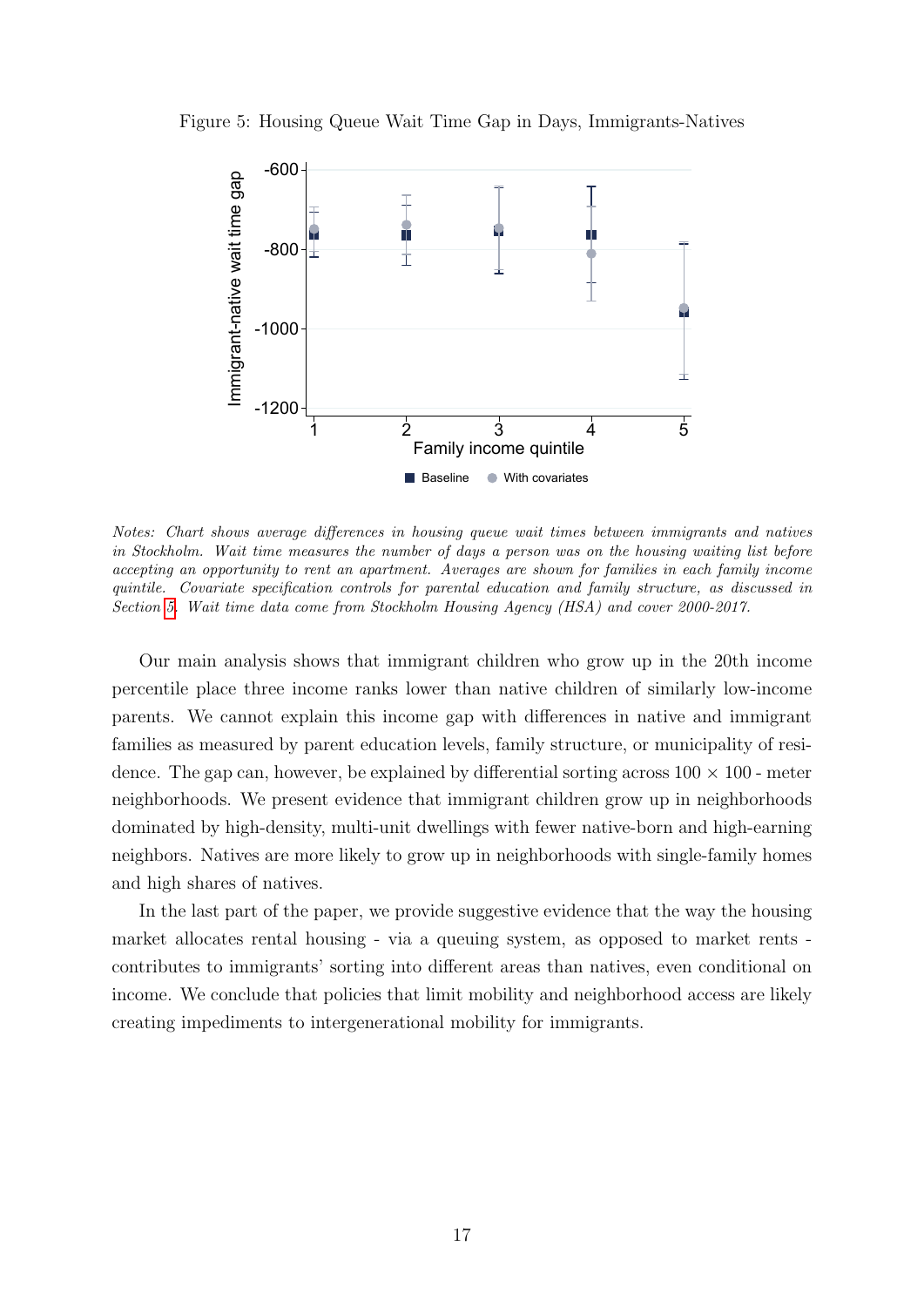Figure 5: Housing Queue Wait Time Gap in Days, Immigrants-Natives

*Notes: Chart shows average differences in housing queue wait times between immigrants and natives in Stockholm. Wait time measures the number of days a person was on the housing waiting list before accepting an opportunity to rent an apartment. Averages are shown for families in each family income quintile. Covariate specification controls for parental education and family structure, as discussed in Section 5. Wait time data come from Stockholm Housing Agency (HSA) and cover 2000-2017.*

Our main analysis shows that immigrant children who grow up in the 20th income percentile place three income ranks lower than native children of similarly low-income parents. We cannot explain this income gap with differences in native and immigrant families as measured by parent education levels, family structure, or municipality of residence. The gap can, however, be explained by differential sorting across $100 \times 100$ - meter neighborhoods. We present evidence that immigrant children grow up in neighborhoods dominated by high-density, multi-unit dwellings with fewer native-born and high-earning neighbors. Natives are more likely to grow up in neighborhoods with single-family homes and high shares of natives.

In the last part of the paper, we provide suggestive evidence that the way the housing market allocates rental housing - via a queuing system, as opposed to market rents - contributes to immigrants' sorting into different areas than natives, even conditional on income. We conclude that policies that limit mobility and neighborhood access are likely creating impediments to intergenerational mobility for immigrants.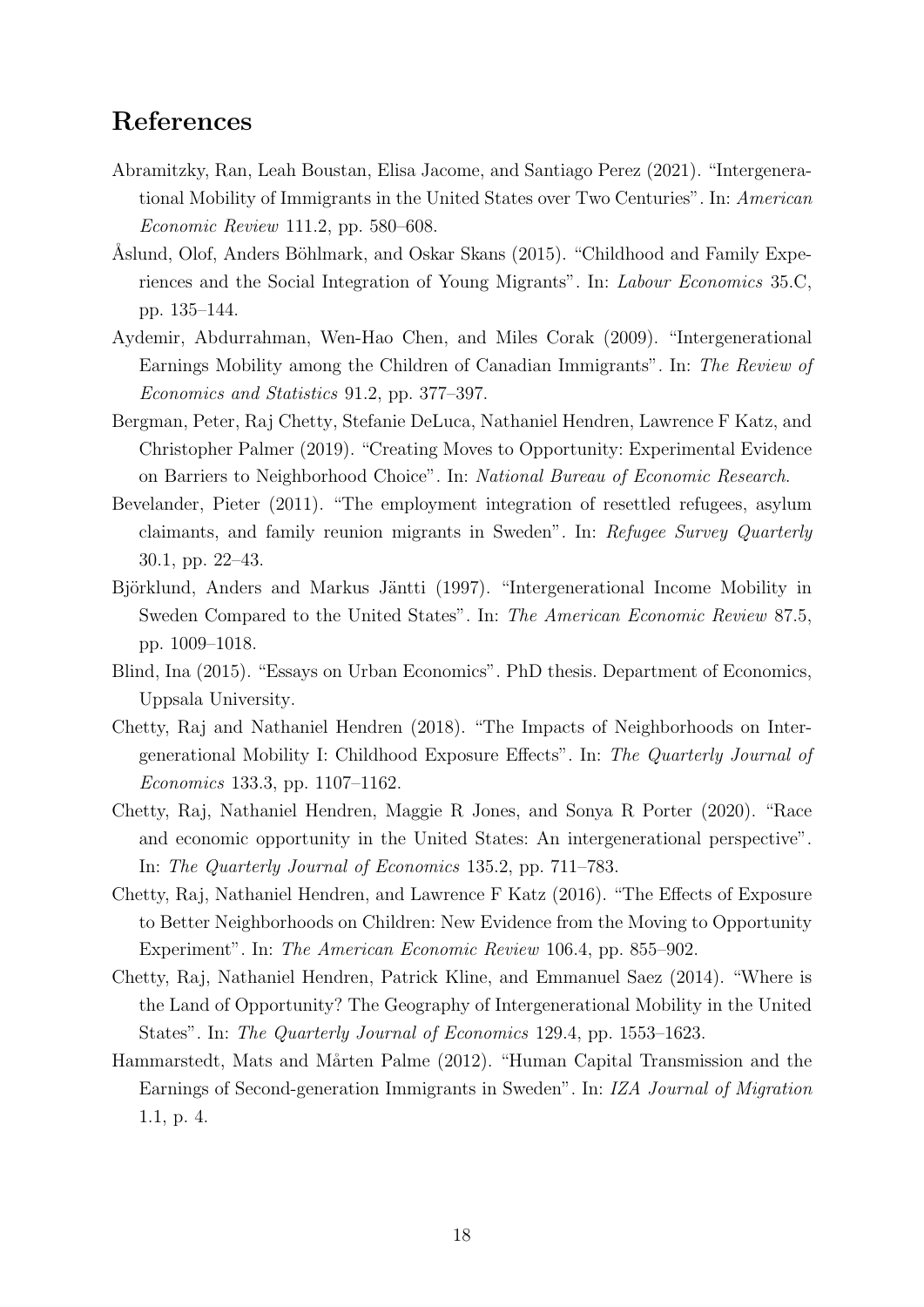## References

Abramitzky, Ran, Leah Boustan, Elisa Jacome, and Santiago Perez (2021). "Intergenerational Mobility of Immigrants in the United States over Two Centuries". In: *American Economic Review* 111.2, pp. 580–608.

Åslund, Olof, Anders Böhlmark, and Oskar Skans (2015). "Childhood and Family Experiences and the Social Integration of Young Migrants". In: *Labour Economics* 35.C, pp. 135–144.

Aydemir, Abdurrahman, Wen-Hao Chen, and Miles Corak (2009). "Intergenerational Earnings Mobility among the Children of Canadian Immigrants". In: *The Review of Economics and Statistics* 91.2, pp. 377–397.

Bergman, Peter, Raj Chetty, Stefanie DeLuca, Nathaniel Hendren, Lawrence F Katz, and Christopher Palmer (2019). "Creating Moves to Opportunity: Experimental Evidence on Barriers to Neighborhood Choice". In: *National Bureau of Economic Research*.

Bevelander, Pieter (2011). "The employment integration of resettled refugees, asylum claimants, and family reunion migrants in Sweden". In: *Refugee Survey Quarterly* 30.1, pp. 22–43.

Björklund, Anders and Markus Jäntti (1997). "Intergenerational Income Mobility in Sweden Compared to the United States". In: *The American Economic Review* 87.5, pp. 1009–1018.

Blind, Ina (2015). "Essays on Urban Economics". PhD thesis. Department of Economics, Uppsala University.

Chetty, Raj and Nathaniel Hendren (2018). "The Impacts of Neighborhoods on Intergenerational Mobility I: Childhood Exposure Effects". In: *The Quarterly Journal of Economics* 133.3, pp. 1107–1162.

Chetty, Raj, Nathaniel Hendren, Maggie R Jones, and Sonya R Porter (2020). "Race and economic opportunity in the United States: An intergenerational perspective". In: *The Quarterly Journal of Economics* 135.2, pp. 711–783.

Chetty, Raj, Nathaniel Hendren, and Lawrence F Katz (2016). "The Effects of Exposure to Better Neighborhoods on Children: New Evidence from the Moving to Opportunity Experiment". In: *The American Economic Review* 106.4, pp. 855–902.

Chetty, Raj, Nathaniel Hendren, Patrick Kline, and Emmanuel Saez (2014). "Where is the Land of Opportunity? The Geography of Intergenerational Mobility in the United States". In: *The Quarterly Journal of Economics* 129.4, pp. 1553–1623.

Hammarstedt, Mats and Mårten Palme (2012). "Human Capital Transmission and the Earnings of Second-generation Immigrants in Sweden". In: *IZA Journal of Migration* 1.1, p. 4.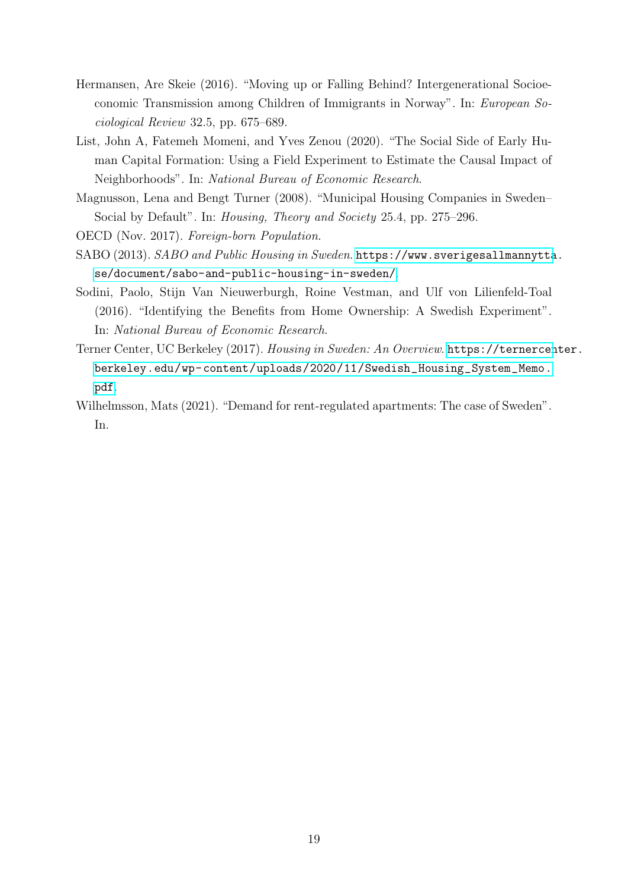Hermansen, Are Skeie (2016). "Moving up or Falling Behind? Intergenerational Socioeconomic Transmission among Children of Immigrants in Norway". In: *European Sociological Review* 32.5, pp. 675–689.

List, John A, Fatemeh Momeni, and Yves Zenou (2020). "The Social Side of Early Human Capital Formation: Using a Field Experiment to Estimate the Causal Impact of Neighborhoods". In: *National Bureau of Economic Research*.

Magnusson, Lena and Bengt Turner (2008). "Municipal Housing Companies in Sweden–Social by Default". In: *Housing, Theory and Society* 25.4, pp. 275–296.

OECD (Nov. 2017). *Foreign-born Population*.

SABO (2013). *SABO and Public Housing in Sweden*. https://www.sverigesallmannytta.se/document/sabo-and-public-housing-in-sweden/.

Sodini, Paolo, Stijn Van Nieuwerburgh, Roine Vestman, and Ulf von Lilienfeld-Toal (2016). "Identifying the Benefits from Home Ownership: A Swedish Experiment". In: *National Bureau of Economic Research*.

Terner Center, UC Berkeley (2017). *Housing in Sweden: An Overview*. https://ternercenter.berkeley.edu/wp-content/uploads/2020/11/Swedish_Housing_System_Memo.pdf.

Wilhelmsson, Mats (2021). "Demand for rent-regulated apartments: The case of Sweden". In.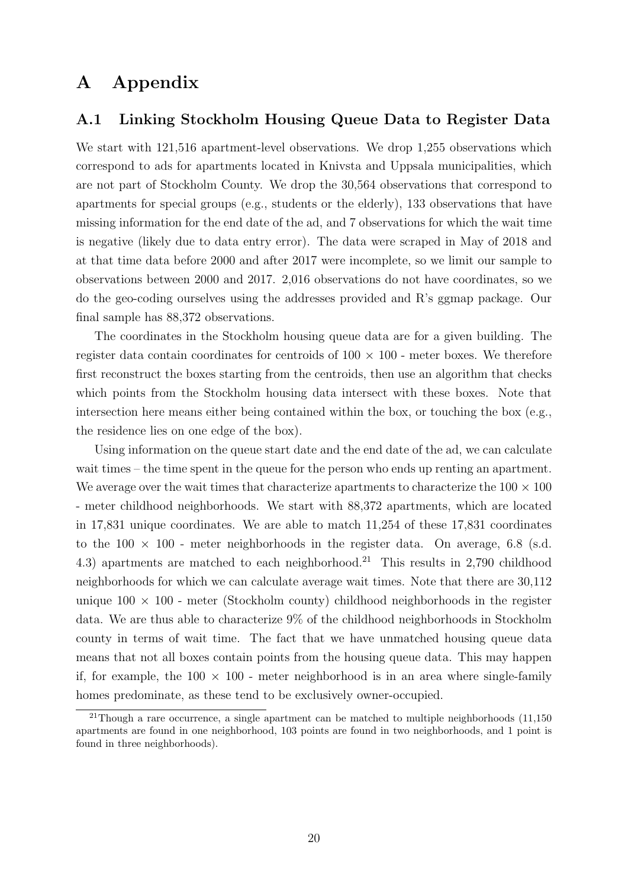# A Appendix

## A.1 Linking Stockholm Housing Queue Data to Register Data

We start with 121,516 apartment-level observations. We drop 1,255 observations which correspond to ads for apartments located in Knivsta and Uppsala municipalities, which are not part of Stockholm County. We drop the 30,564 observations that correspond to apartments for special groups (e.g., students or the elderly), 133 observations that have missing information for the end date of the ad, and 7 observations for which the wait time is negative (likely due to data entry error). The data were scraped in May of 2018 and at that time data before 2000 and after 2017 were incomplete, so we limit our sample to observations between 2000 and 2017. 2,016 observations do not have coordinates, so we do the geo-coding ourselves using the addresses provided and R's ggmap package. Our final sample has 88,372 observations.

The coordinates in the Stockholm housing queue data are for a given building. The register data contain coordinates for centroids of $100 \times 100$ - meter boxes. We therefore first reconstruct the boxes starting from the centroids, then use an algorithm that checks which points from the Stockholm housing data intersect with these boxes. Note that intersection here means either being contained within the box, or touching the box (e.g., the residence lies on one edge of the box).

Using information on the queue start date and the end date of the ad, we can calculate wait times – the time spent in the queue for the person who ends up renting an apartment. We average over the wait times that characterize apartments to characterize the $100 \times 100$ - meter childhood neighborhoods. We start with 88,372 apartments, which are located in 17,831 unique coordinates. We are able to match 11,254 of these 17,831 coordinates to the $100 \times 100$ - meter neighborhoods in the register data. On average, 6.8 (s.d. 4.3) apartments are matched to each neighborhood.[21] This results in 2,790 childhood neighborhoods for which we can calculate average wait times. Note that there are 30,112 unique $100 \times 100$ - meter (Stockholm county) childhood neighborhoods in the register data. We are thus able to characterize 9% of the childhood neighborhoods in Stockholm county in terms of wait time. The fact that we have unmatched housing queue data means that not all boxes contain points from the housing queue data. This may happen if, for example, the $100 \times 100$ - meter neighborhood is in an area where single-family homes predominate, as these tend to be exclusively owner-occupied.

[21] Though a rare occurrence, a single apartment can be matched to multiple neighborhoods (11,150 apartments are found in one neighborhood, 103 points are found in two neighborhoods, and 1 point is found in three neighborhoods).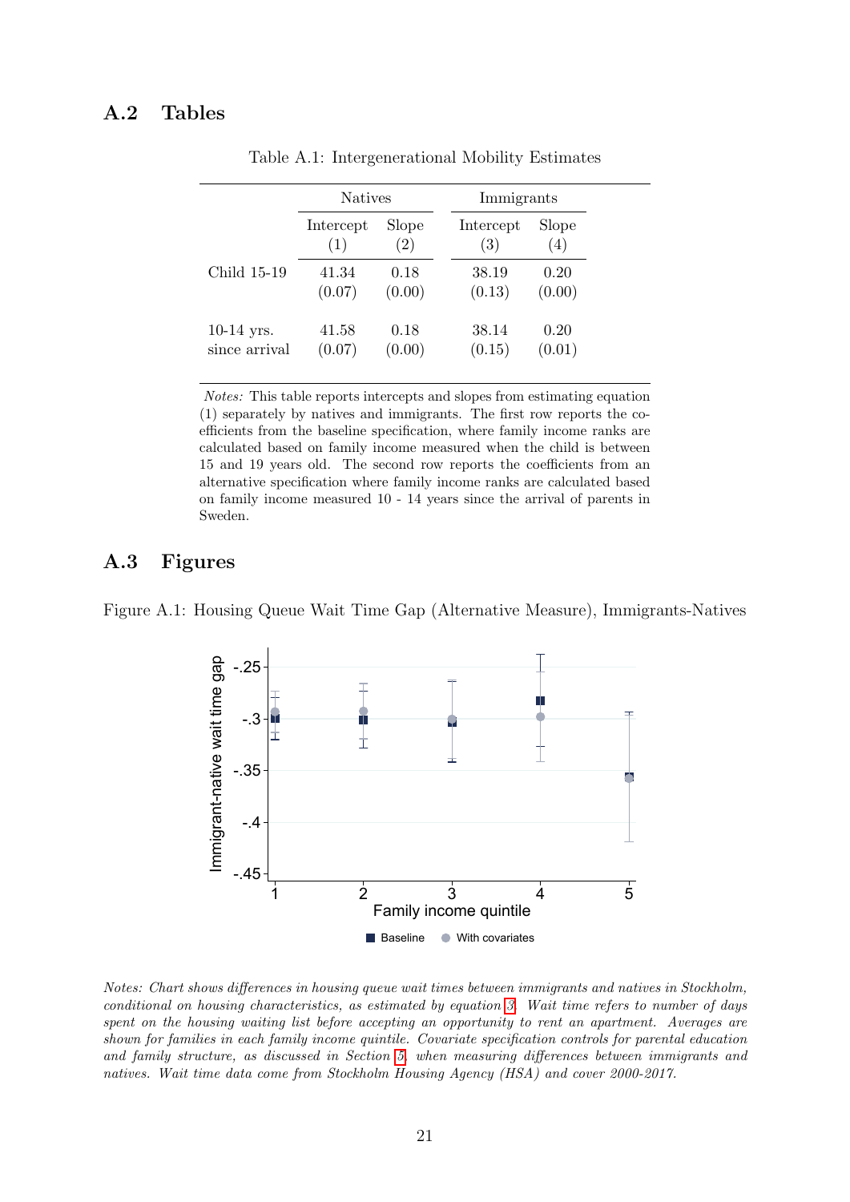## A.2 Tables

Table A.1: Intergenerational Mobility Estimates

| | Natives | | Immigrants | |
|---|---|---|---|---|
| | Intercept (1) | Slope (2) | Intercept (3) | Slope (4) |
| Child 15-19 | 41.34 | 0.18 | 38.19 | 0.20 |
| | (0.07) | (0.00) | (0.13) | (0.00) |
| 10-14 yrs. since arrival | 41.58 | 0.18 | 38.14 | 0.20 |
| | (0.07) | (0.00) | (0.15) | (0.01) |

*Notes:* This table reports intercepts and slopes from estimating equation (1) separately by natives and immigrants. The first row reports the coefficients from the baseline specification, where family income ranks are calculated based on family income measured when the child is between 15 and 19 years old. The second row reports the coefficients from an alternative specification where family income ranks are calculated based on family income measured 10 - 14 years since the arrival of parents in Sweden.

## A.3 Figures

Figure A.1: Housing Queue Wait Time Gap (Alternative Measure), Immigrants-Natives

Immigrant-native wait time gap

-.25
-.3
-.35
-.4
-.45

1 2 3 4 5

Family income quintile

Baseline With covariates

*Notes: Chart shows differences in housing queue wait times between immigrants and natives in Stockholm, conditional on housing characteristics, as estimated by equation 3. Wait time refers to number of days spent on the housing waiting list before accepting an opportunity to rent an apartment. Averages are shown for families in each family income quintile. Covariate specification controls for parental education and family structure, as discussed in Section 5, when measuring differences between immigrants and natives. Wait time data come from Stockholm Housing Agency (HSA) and cover 2000-2017.*